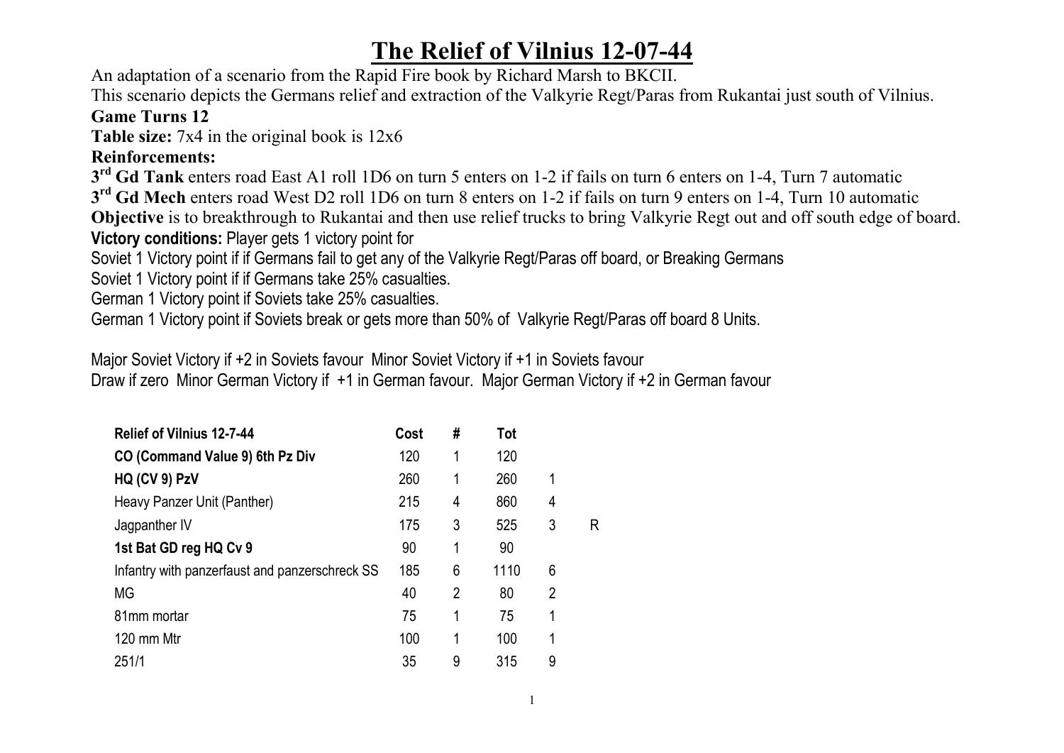# The Relief of Vilnius 12-07-44

An adaptation of a scenario from the Rapid Fire book by Richard Marsh to BKCII.

This scenario depicts the Germans relief and extraction of the Valkyrie Regt/Paras from Rukantai just south of Vilnius.

**Game Turns 12**

**Table size:** 7x4 in the original book is 12x6

**Reinforcements:**

**3rd Gd Tank** enters road East A1 roll 1D6 on turn 5 enters on 1-2 if fails on turn 6 enters on 1-4, Turn 7 automatic

**3rd Gd Mech** enters road West D2 roll 1D6 on turn 8 enters on 1-2 if fails on turn 9 enters on 1-4, Turn 10 automatic

**Objective** is to breakthrough to Rukantai and then use relief trucks to bring Valkyrie Regt out and off south edge of board.

**Victory conditions:** Player gets 1 victory point for

Soviet 1 Victory point if if Germans fail to get any of the Valkyrie Regt/Paras off board, or Breaking Germans

Soviet 1 Victory point if if Germans take 25% casualties.

German 1 Victory point if Soviets take 25% casualties.

German 1 Victory point if Soviets break or gets more than 50% of Valkyrie Regt/Paras off board 8 Units.

Major Soviet Victory if +2 in Soviets favour Minor Soviet Victory if +1 in Soviets favour

Draw if zero Minor German Victory if +1 in German favour. Major German Victory if +2 in German favour

| **Relief of Vilnius 12-7-44** | **Cost** | **#** | **Tot** | | |
|---|---|---|---|---|---|
| **CO (Command Value 9) 6th Pz Div** | 120 | 1 | 120 | | |
| **HQ (CV 9) PzV** | 260 | 1 | 260 | 1 | |
| Heavy Panzer Unit (Panther) | 215 | 4 | 860 | 4 | |
| Jagpanther IV | 175 | 3 | 525 | 3 | R |
| **1st Bat GD reg HQ Cv 9** | 90 | 1 | 90 | | |
| Infantry with panzerfaust and panzerschreck SS | 185 | 6 | 1110 | 6 | |
| MG | 40 | 2 | 80 | 2 | |
| 81mm mortar | 75 | 1 | 75 | 1 | |
| 120 mm Mtr | 100 | 1 | 100 | 1 | |
| 251/1 | 35 | 9 | 315 | 9 | |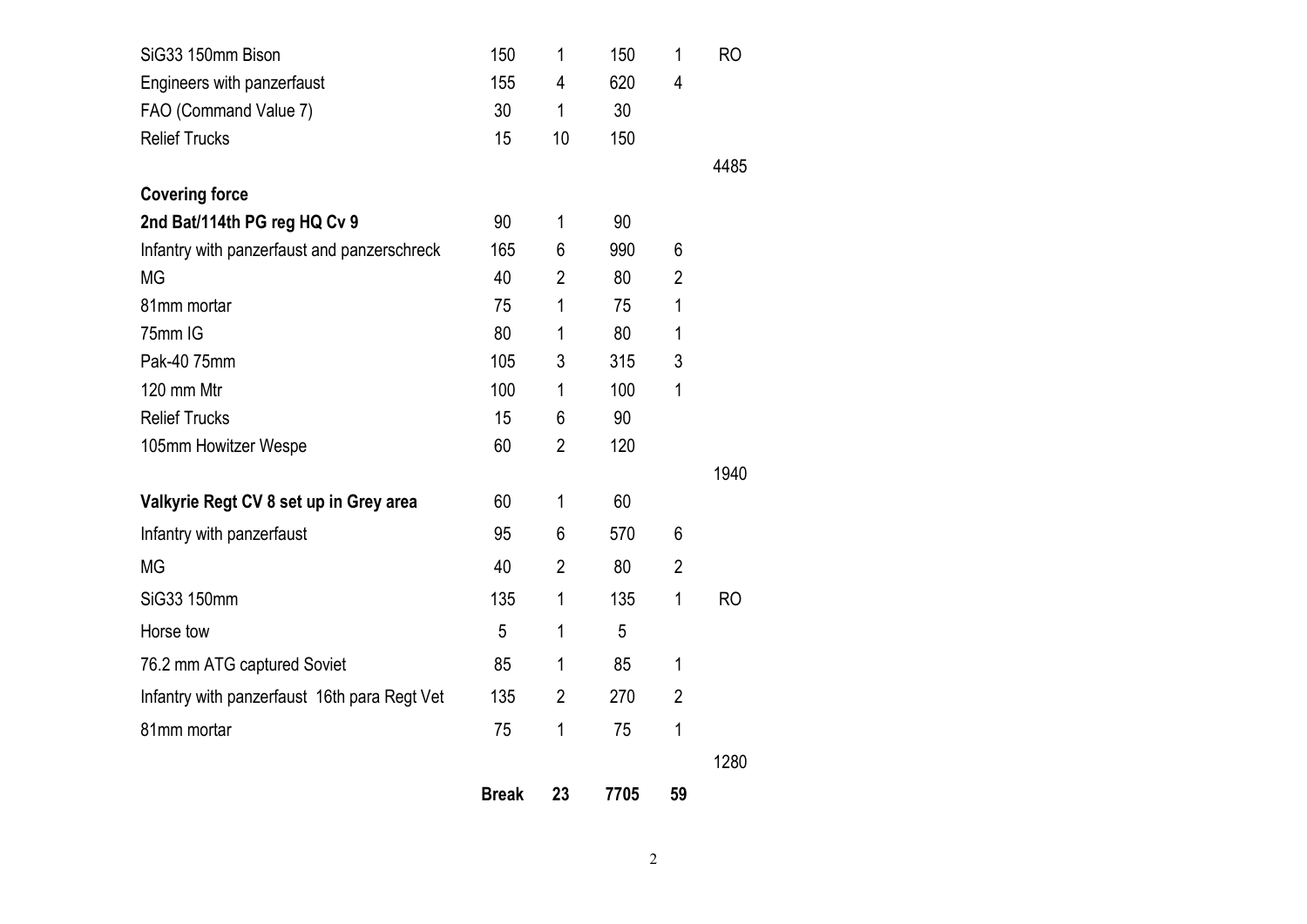| | | | | | |
|---|---|---|---|---|---|
| SiG33 150mm Bison | 150 | 1 | 150 | 1 | RO |
| Engineers with panzerfaust | 155 | 4 | 620 | 4 | |
| FAO (Command Value 7) | 30 | 1 | 30 | | |
| Relief Trucks | 15 | 10 | 150 | | |
| | | | | | 4485 |
| **Covering force** | | | | | |
| **2nd Bat/114th PG reg HQ Cv 9** | 90 | 1 | 90 | | |
| Infantry with panzerfaust and panzerschreck | 165 | 6 | 990 | 6 | |
| MG | 40 | 2 | 80 | 2 | |
| 81mm mortar | 75 | 1 | 75 | 1 | |
| 75mm IG | 80 | 1 | 80 | 1 | |
| Pak-40 75mm | 105 | 3 | 315 | 3 | |
| 120 mm Mtr | 100 | 1 | 100 | 1 | |
| Relief Trucks | 15 | 6 | 90 | | |
| 105mm Howitzer Wespe | 60 | 2 | 120 | | |
| | | | | | 1940 |
| **Valkyrie Regt CV 8 set up in Grey area** | 60 | 1 | 60 | | |
| Infantry with panzerfaust | 95 | 6 | 570 | 6 | |
| MG | 40 | 2 | 80 | 2 | |
| SiG33 150mm | 135 | 1 | 135 | 1 | RO |
| Horse tow | 5 | 1 | 5 | | |
| 76.2 mm ATG captured Soviet | 85 | 1 | 85 | 1 | |
| Infantry with panzerfaust 16th para Regt Vet | 135 | 2 | 270 | 2 | |
| 81mm mortar | 75 | 1 | 75 | 1 | |
| | | | | | 1280 |
| | **Break** | **23** | **7705** | **59** | |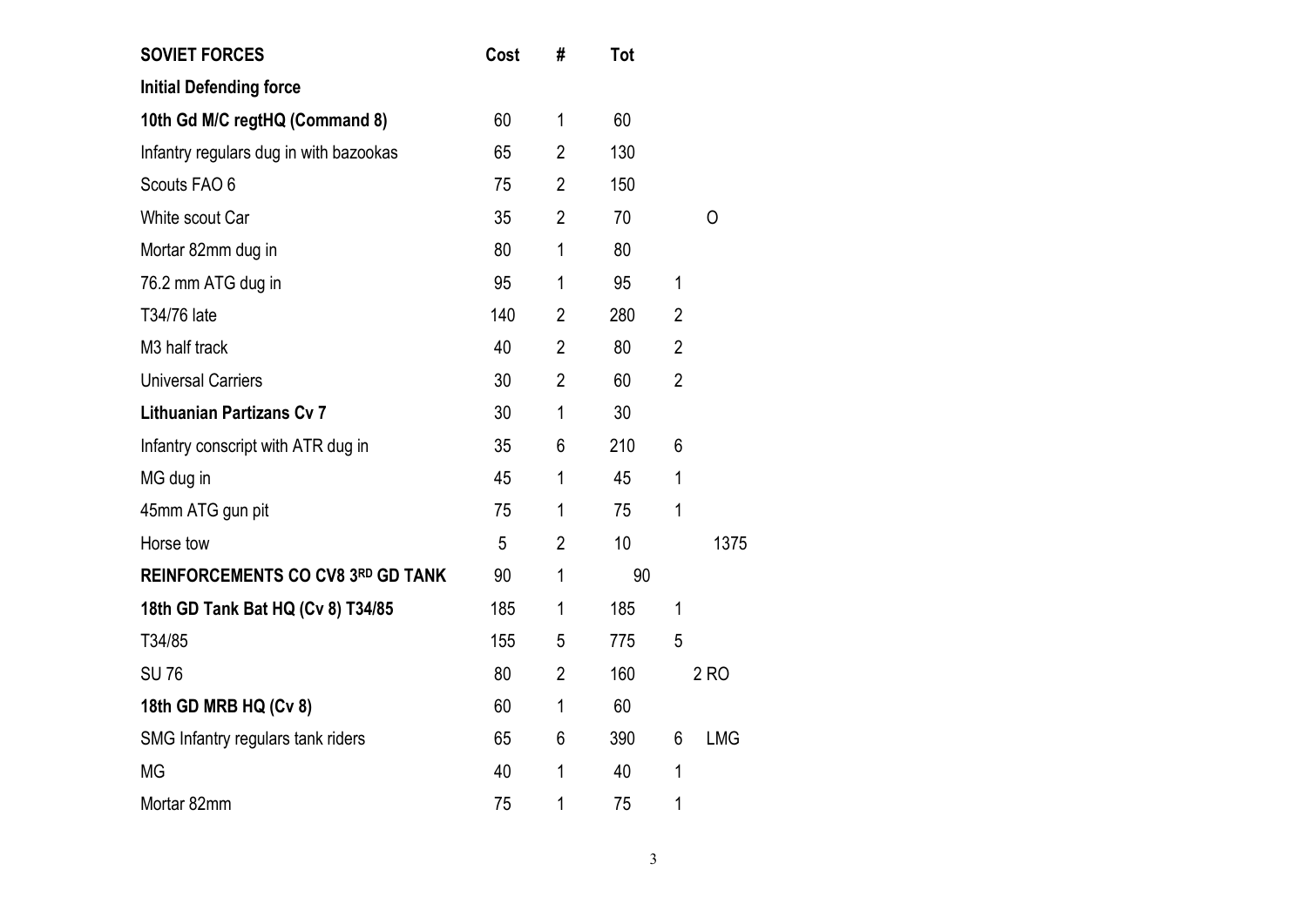| SOVIET FORCES | Cost | # | Tot | | |
|---|---|---|---|---|---|
| **Initial Defending force** | | | | | |
| **10th Gd M/C regtHQ (Command 8)** | 60 | 1 | 60 | | |
| Infantry regulars dug in with bazookas | 65 | 2 | 130 | | |
| Scouts FAO 6 | 75 | 2 | 150 | | |
| White scout Car | 35 | 2 | 70 | | O |
| Mortar 82mm dug in | 80 | 1 | 80 | | |
| 76.2 mm ATG dug in | 95 | 1 | 95 | 1 | |
| T34/76 late | 140 | 2 | 280 | 2 | |
| M3 half track | 40 | 2 | 80 | 2 | |
| Universal Carriers | 30 | 2 | 60 | 2 | |
| **Lithuanian Partizans Cv 7** | 30 | 1 | 30 | | |
| Infantry conscript with ATR dug in | 35 | 6 | 210 | 6 | |
| MG dug in | 45 | 1 | 45 | 1 | |
| 45mm ATG gun pit | 75 | 1 | 75 | 1 | |
| Horse tow | 5 | 2 | 10 | | 1375 |
| **REINFORCEMENTS CO CV8 3RD GD TANK** | 90 | 1 | 90 | | |
| **18th GD Tank Bat HQ (Cv 8) T34/85** | 185 | 1 | 185 | 1 | |
| T34/85 | 155 | 5 | 775 | 5 | |
| SU 76 | 80 | 2 | 160 | | 2 RO |
| **18th GD MRB HQ (Cv 8)** | 60 | 1 | 60 | | |
| SMG Infantry regulars tank riders | 65 | 6 | 390 | 6 | LMG |
| MG | 40 | 1 | 40 | 1 | |
| Mortar 82mm | 75 | 1 | 75 | 1 | |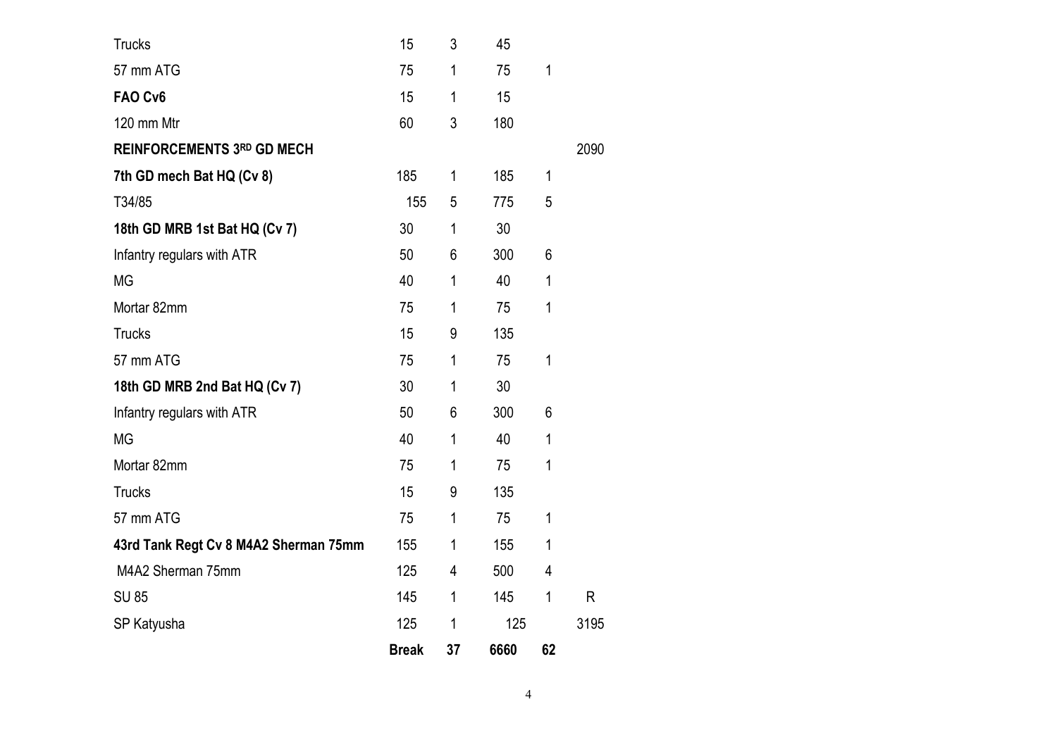| | | | | | |
|---|---|---|---|---|---|
| Trucks | 15 | 3 | 45 | | |
| 57 mm ATG | 75 | 1 | 75 | 1 | |
| **FAO Cv6** | 15 | 1 | 15 | | |
| 120 mm Mtr | 60 | 3 | 180 | | |
| **REINFORCEMENTS 3RD GD MECH** | | | | | 2090 |
| **7th GD mech Bat HQ (Cv 8)** | 185 | 1 | 185 | 1 | |
| T34/85 | 155 | 5 | 775 | 5 | |
| **18th GD MRB 1st Bat HQ (Cv 7)** | 30 | 1 | 30 | | |
| Infantry regulars with ATR | 50 | 6 | 300 | 6 | |
| MG | 40 | 1 | 40 | 1 | |
| Mortar 82mm | 75 | 1 | 75 | 1 | |
| Trucks | 15 | 9 | 135 | | |
| 57 mm ATG | 75 | 1 | 75 | 1 | |
| **18th GD MRB 2nd Bat HQ (Cv 7)** | 30 | 1 | 30 | | |
| Infantry regulars with ATR | 50 | 6 | 300 | 6 | |
| MG | 40 | 1 | 40 | 1 | |
| Mortar 82mm | 75 | 1 | 75 | 1 | |
| Trucks | 15 | 9 | 135 | | |
| 57 mm ATG | 75 | 1 | 75 | 1 | |
| **43rd Tank Regt Cv 8 M4A2 Sherman 75mm** | 155 | 1 | 155 | 1 | |
| M4A2 Sherman 75mm | 125 | 4 | 500 | 4 | |
| SU 85 | 145 | 1 | 145 | 1 | R |
| SP Katyusha | 125 | 1 | 125 | | 3195 |
| | **Break** | **37** | **6660** | **62** | |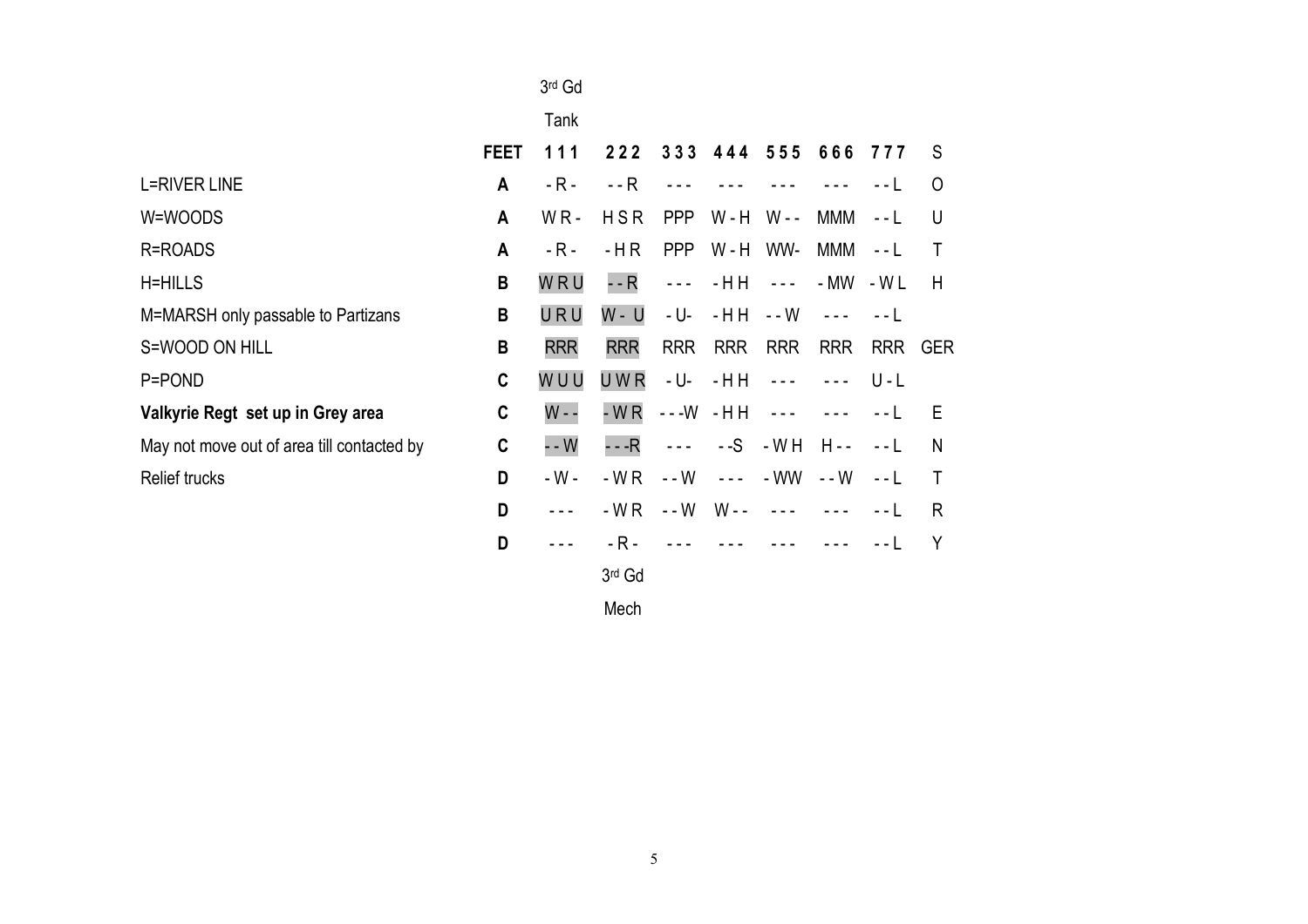| | | 3rd Gd Tank | | | | | | | |
|---|---|---|---|---|---|---|---|---|---|
| | **FEET** | **1 1 1** | **2 2 2** | **3 3 3** | **4 4 4** | **5 5 5** | **6 6 6** | **7 7 7** | S |
| L=RIVER LINE | **A** | - R - | - - R | - - - | - - - | - - - | - - - | - - L | O |
| W=WOODS | **A** | W R - | H S R | PPP | W - H | W - - | MMM | - - L | U |
| R=ROADS | **A** | - R - | - H R | PPP | W - H | WW- | MMM | - - L | T |
| H=HILLS | **B** | W R U | - - R | - - - | - H H | - - - | - MW | - W L | H |
| M=MARSH only passable to Partizans | **B** | U R U | W - U | - U- | - H H | - - W | - - - | - - L | |
| S=WOOD ON HILL | **B** | RRR | RRR | RRR | RRR | RRR | RRR | RRR | GER |
| P=POND | **C** | W U U | U W R | - U- | - H H | - - - | - - - | U - L | |
| **Valkyrie Regt set up in Grey area** | **C** | W - - | - W R | - - -W | - H H | - - - | - - - | - - L | E |
| May not move out of area till contacted by | **C** | - - W | - - -R | - - - | - -S | - W H | H - - | - - L | N |
| Relief trucks | **D** | - W - | - W R | - - W | - - - | - WW | - - W | - - L | T |
| | **D** | - - - | - W R | - - W | W - - | - - - | - - - | - - L | R |
| | **D** | - - - | - R - | - - - | - - - | - - - | - - - | - - L | Y |
| | | | 3rd Gd Mech | | | | | | |